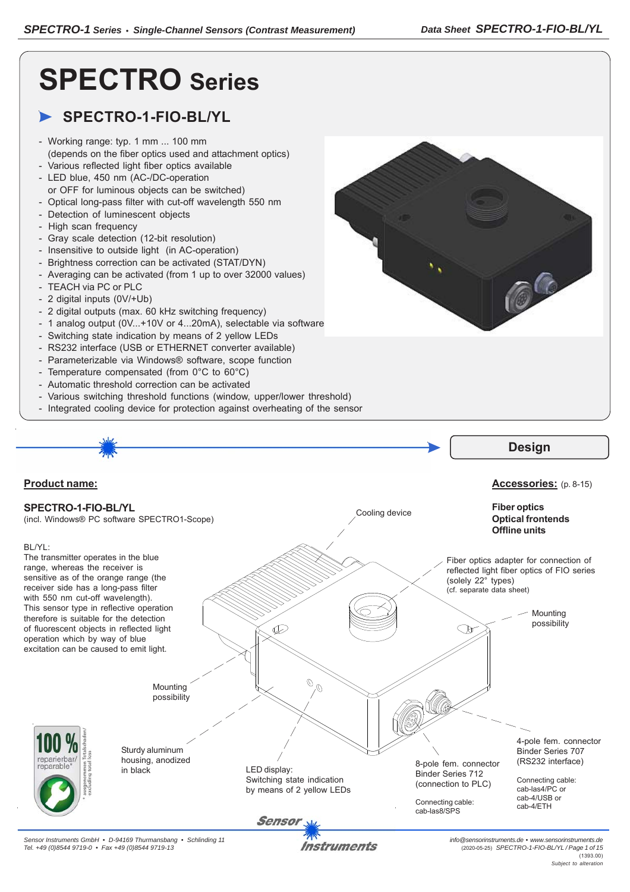# SPECTRO Series

## SPECTRO-1-FIO-BL/YL

- Working range: typ. 1 mm ... 100 mm (depends on the fiber optics used and attachment optics)
- Various reflected light fiber optics available
- LED blue, 450 nm (AC-/DC-operation or OFF for luminous objects can be switched)
- Optical long-pass filter with cut-off wavelength 550 nm
- Detection of luminescent objects
- High scan frequency
- Gray scale detection (12-bit resolution)
- Insensitive to outside light (in AC-operation)
- Brightness correction can be activated (STAT/DYN)
- Averaging can be activated (from 1 up to over 32000 values)
- TEACH via PC or PLC
- 2 digital inputs (0V/+Ub)
- 2 digital outputs (max. 60 kHz switching frequency)
- 1 analog output (0V...+10V or 4...20mA), selectable via software
- Switching state indication by means of 2 yellow LEDs
- RS232 interface (USB or ETHERNET converter available)
- Parameterizable via Windows® software, scope function
- Temperature compensated (from 0°C to 60°C)
- Automatic threshold correction can be activated
- Various switching threshold functions (window, upper/lower threshold)
- Integrated cooling device for protection against overheating of the sensor

## Design

**Product name:**

**SPECTRO-1-FIO-BL/YL**
(incl. Windows® PC software SPECTRO1-Scope)

BL/YL:
The transmitter operates in the blue range, whereas the receiver is sensitive as of the orange range (the receiver side has a long-pass filter with 550 nm cut-off wavelength). This sensor type in reflective operation therefore is suitable for the detection of fluorescent objects in reflected light operation which by way of blue excitation can be caused to emit light.

**Accessories:** (p. 8-15)

**Fiber optics**
**Optical frontends**
**Offline units**

Cooling device

Fiber optics adapter for connection of reflected light fiber optics of FIO series (solely 22° types)
(cf. separate data sheet)

Mounting possibility

Mounting possibility

Sturdy aluminum housing, anodized in black

LED display:
Switching state indication by means of 2 yellow LEDs

8-pole fem. connector Binder Series 712 (connection to PLC)

Connecting cable:
cab-las8/SPS

4-pole fem. connector Binder Series 707 (RS232 interface)

Connecting cable:
cab-las4/PC or
cab-4/USB or
cab-4/ETH

100 % reparierbar/ reparable*
* ausgenommen Totalschaden/ excluding total loss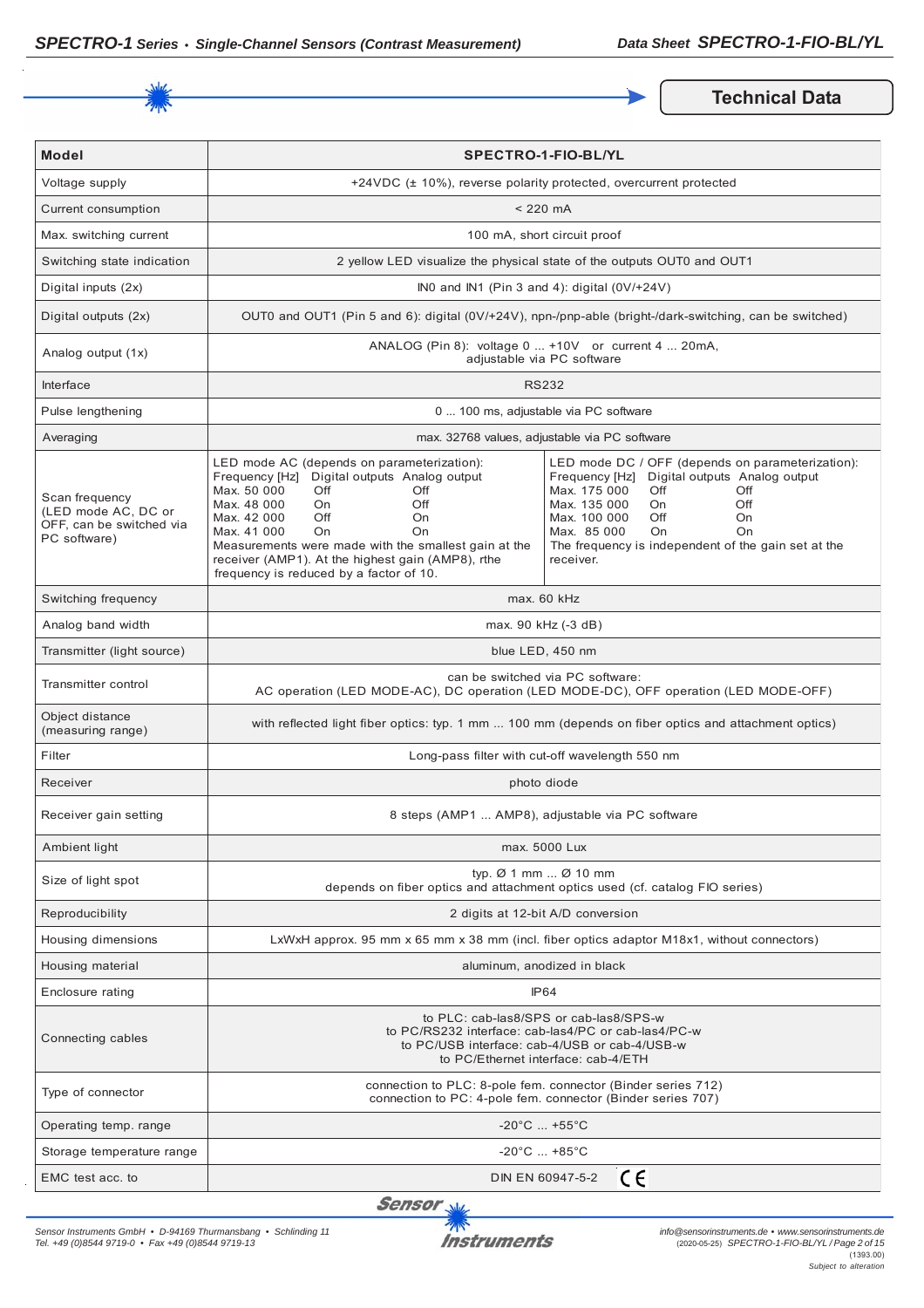## Technical Data

| Model | SPECTRO-1-FIO-BL/YL |
|---|---|
| Voltage supply | +24VDC (± 10%), reverse polarity protected, overcurrent protected |
| Current consumption | < 220 mA |
| Max. switching current | 100 mA, short circuit proof |
| Switching state indication | 2 yellow LED visualize the physical state of the outputs OUT0 and OUT1 |
| Digital inputs (2x) | IN0 and IN1 (Pin 3 and 4): digital (0V/+24V) |
| Digital outputs (2x) | OUT0 and OUT1 (Pin 5 and 6): digital (0V/+24V), npn-/pnp-able (bright-/dark-switching, can be switched) |
| Analog output (1x) | ANALOG (Pin 8): voltage 0 ... +10V or current 4 ... 20mA, adjustable via PC software |
| Interface | RS232 |
| Pulse lengthening | 0 ... 100 ms, adjustable via PC software |
| Averaging | max. 32768 values, adjustable via PC software |
| Scan frequency (LED mode AC, DC or OFF, can be switched via PC software) | LED mode AC (depends on parameterization):<br>Frequency [Hz] / Digital outputs / Analog output<br>Max. 50 000 / Off / Off<br>Max. 48 000 / On / Off<br>Max. 42 000 / Off / On<br>Max. 41 000 / On / On<br>Measurements were made with the smallest gain at the receiver (AMP1). At the highest gain (AMP8), rthe frequency is reduced by a factor of 10.<br><br>LED mode DC / OFF (depends on parameterization):<br>Frequency [Hz] / Digital outputs / Analog output<br>Max. 175 000 / Off / Off<br>Max. 135 000 / On / Off<br>Max. 100 000 / Off / On<br>Max. 85 000 / On / On<br>The frequency is independent of the gain set at the receiver. |
| Switching frequency | max. 60 kHz |
| Analog band width | max. 90 kHz (-3 dB) |
| Transmitter (light source) | blue LED, 450 nm |
| Transmitter control | can be switched via PC software: AC operation (LED MODE-AC), DC operation (LED MODE-DC), OFF operation (LED MODE-OFF) |
| Object distance (measuring range) | with reflected light fiber optics: typ. 1 mm ... 100 mm (depends on fiber optics and attachment optics) |
| Filter | Long-pass filter with cut-off wavelength 550 nm |
| Receiver | photo diode |
| Receiver gain setting | 8 steps (AMP1 ... AMP8), adjustable via PC software |
| Ambient light | max. 5000 Lux |
| Size of light spot | typ. Ø 1 mm ... Ø 10 mm<br>depends on fiber optics and attachment optics used (cf. catalog FIO series) |
| Reproducibility | 2 digits at 12-bit A/D conversion |
| Housing dimensions | LxWxH approx. 95 mm x 65 mm x 38 mm (incl. fiber optics adaptor M18x1, without connectors) |
| Housing material | aluminum, anodized in black |
| Enclosure rating | IP64 |
| Connecting cables | to PLC: cab-las8/SPS or cab-las8/SPS-w<br>to PC/RS232 interface: cab-las4/PC or cab-las4/PC-w<br>to PC/USB interface: cab-4/USB or cab-4/USB-w<br>to PC/Ethernet interface: cab-4/ETH |
| Type of connector | connection to PLC: 8-pole fem. connector (Binder series 712)<br>connection to PC: 4-pole fem. connector (Binder series 707) |
| Operating temp. range | -20°C ... +55°C |
| Storage temperature range | -20°C ... +85°C |
| EMC test acc. to | DIN EN 60947-5-2 CE |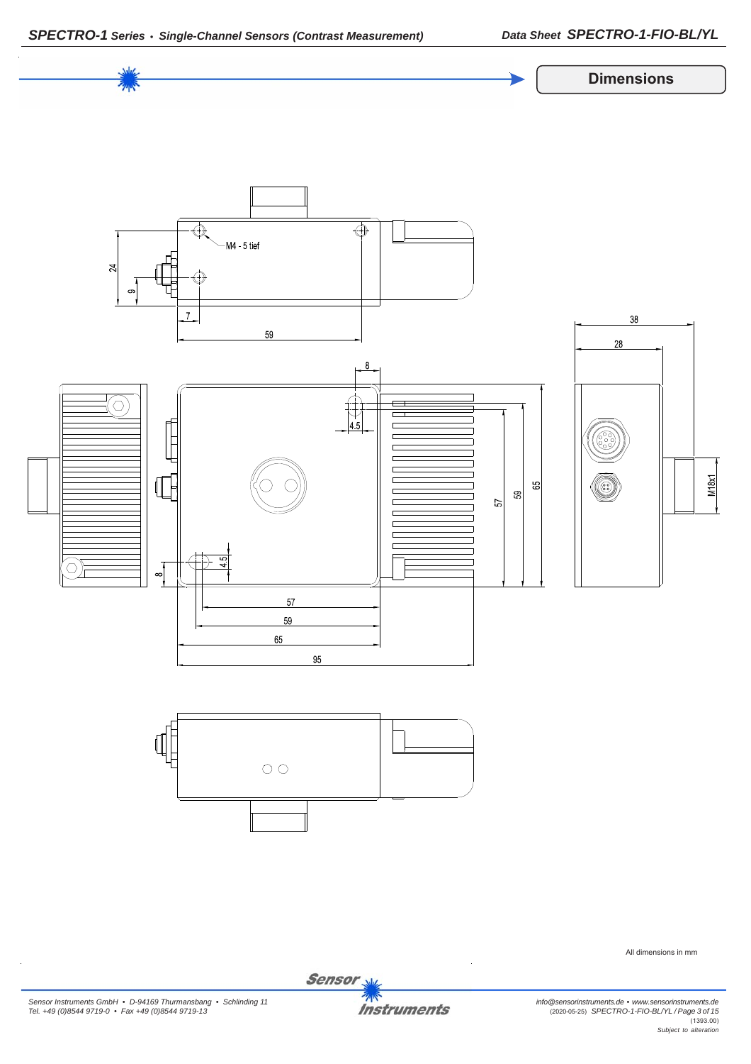## Dimensions

M4 - 5 tief

24 9 7 59

38 28

8 4.5

57 59 65

M18x1

8 4.5

57 59 65 95

All dimensions in mm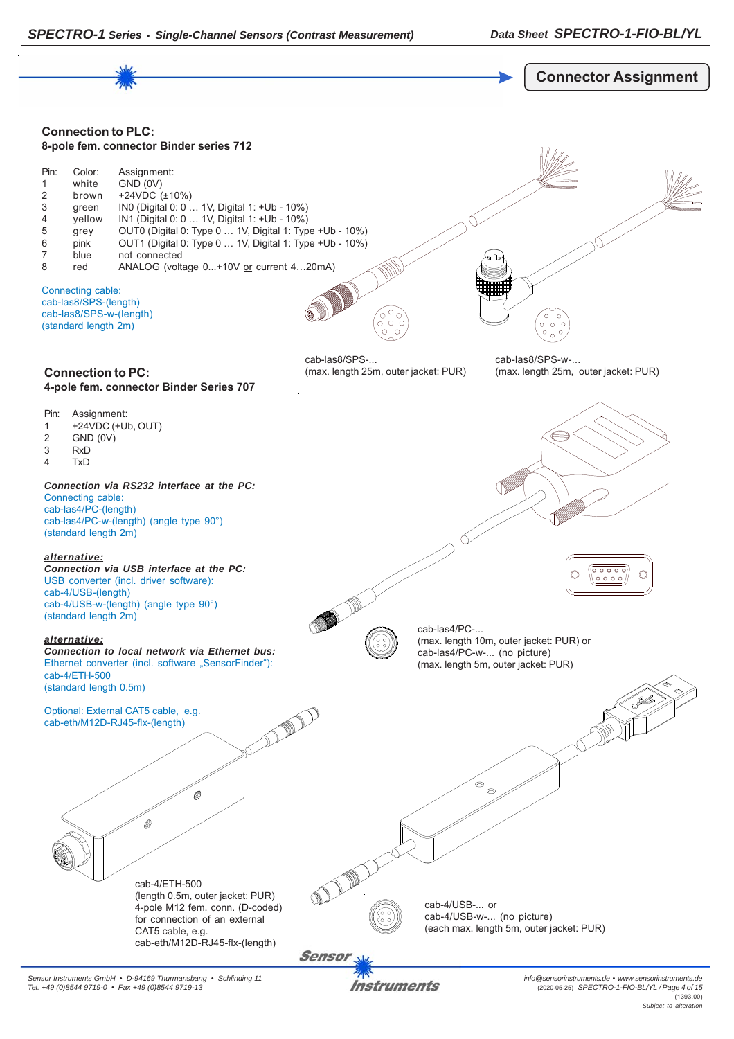## Connector Assignment

### Connection to PLC:
**8-pole fem. connector Binder series 712**

| Pin: | Color: | Assignment: |
|---|---|---|
| 1 | white | GND (0V) |
| 2 | brown | +24VDC (±10%) |
| 3 | green | IN0 (Digital 0: 0 … 1V, Digital 1: +Ub - 10%) |
| 4 | yellow | IN1 (Digital 0: 0 … 1V, Digital 1: +Ub - 10%) |
| 5 | grey | OUT0 (Digital 0: Type 0 … 1V, Digital 1: Type +Ub - 10%) |
| 6 | pink | OUT1 (Digital 0: Type 0 … 1V, Digital 1: Type +Ub - 10%) |
| 7 | blue | not connected |
| 8 | red | ANALOG (voltage 0...+10V or current 4…20mA) |

Connecting cable:
cab-las8/SPS-(length)
cab-las8/SPS-w-(length)
(standard length 2m)

cab-las8/SPS-...
(max. length 25m, outer jacket: PUR)

cab-las8/SPS-w-...
(max. length 25m, outer jacket: PUR)

### Connection to PC:
**4-pole fem. connector Binder Series 707**

| Pin: | Assignment: |
|---|---|
| 1 | +24VDC (+Ub, OUT) |
| 2 | GND (0V) |
| 3 | RxD |
| 4 | TxD |

***Connection via RS232 interface at the PC:***
Connecting cable:
cab-las4/PC-(length)
cab-las4/PC-w-(length) (angle type 90°)
(standard length 2m)

***alternative:***
***Connection via USB interface at the PC:***
USB converter (incl. driver software):
cab-4/USB-(length)
cab-4/USB-w-(length) (angle type 90°)
(standard length 2m)

***alternative:***
***Connection to local network via Ethernet bus:***
Ethernet converter (incl. software „SensorFinder"):
cab-4/ETH-500
(standard length 0.5m)

Optional: External CAT5 cable, e.g.
cab-eth/M12D-RJ45-flx-(length)

cab-las4/PC-...
(max. length 10m, outer jacket: PUR) or
cab-las4/PC-w-... (no picture)
(max. length 5m, outer jacket: PUR)

cab-4/ETH-500
(length 0.5m, outer jacket: PUR)
4-pole M12 fem. conn. (D-coded)
for connection of an external
CAT5 cable, e.g.
cab-eth/M12D-RJ45-flx-(length)

cab-4/USB-... or
cab-4/USB-w-... (no picture)
(each max. length 5m, outer jacket: PUR)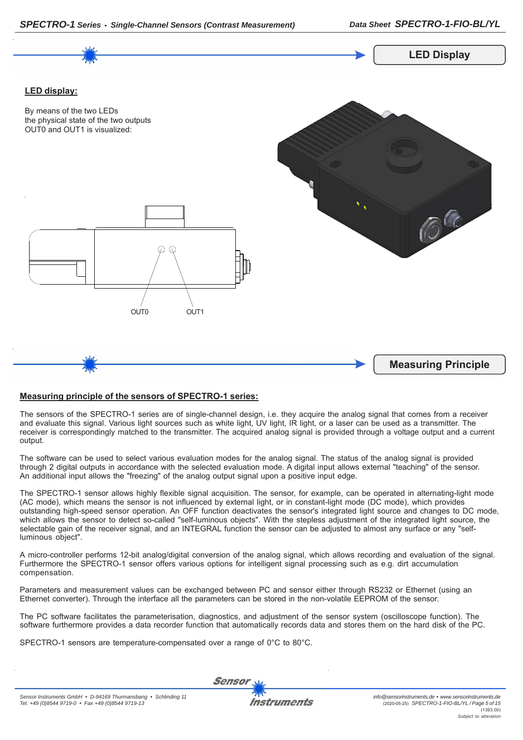## LED Display

**LED display:**

By means of the two LEDs
the physical state of the two outputs
OUT0 and OUT1 is visualized:

OUT0 OUT1

## Measuring Principle

**Measuring principle of the sensors of SPECTRO-1 series:**

The sensors of the SPECTRO-1 series are of single-channel design, i.e. they acquire the analog signal that comes from a receiver and evaluate this signal. Various light sources such as white light, UV light, IR light, or a laser can be used as a transmitter. The receiver is correspondingly matched to the transmitter. The acquired analog signal is provided through a voltage output and a current output.

The software can be used to select various evaluation modes for the analog signal. The status of the analog signal is provided through 2 digital outputs in accordance with the selected evaluation mode. A digital input allows external "teaching" of the sensor. An additional input allows the "freezing" of the analog output signal upon a positive input edge.

The SPECTRO-1 sensor allows highly flexible signal acquisition. The sensor, for example, can be operated in alternating-light mode (AC mode), which means the sensor is not influenced by external light, or in constant-light mode (DC mode), which provides outstanding high-speed sensor operation. An OFF function deactivates the sensor's integrated light source and changes to DC mode, which allows the sensor to detect so-called "self-luminous objects". With the stepless adjustment of the integrated light source, the selectable gain of the receiver signal, and an INTEGRAL function the sensor can be adjusted to almost any surface or any "self-luminous object".

A micro-controller performs 12-bit analog/digital conversion of the analog signal, which allows recording and evaluation of the signal. Furthermore the SPECTRO-1 sensor offers various options for intelligent signal processing such as e.g. dirt accumulation compensation.

Parameters and measurement values can be exchanged between PC and sensor either through RS232 or Ethernet (using an Ethernet converter). Through the interface all the parameters can be stored in the non-volatile EEPROM of the sensor.

The PC software facilitates the parameterisation, diagnostics, and adjustment of the sensor system (oscilloscope function). The software furthermore provides a data recorder function that automatically records data and stores them on the hard disk of the PC.

SPECTRO-1 sensors are temperature-compensated over a range of 0°C to 80°C.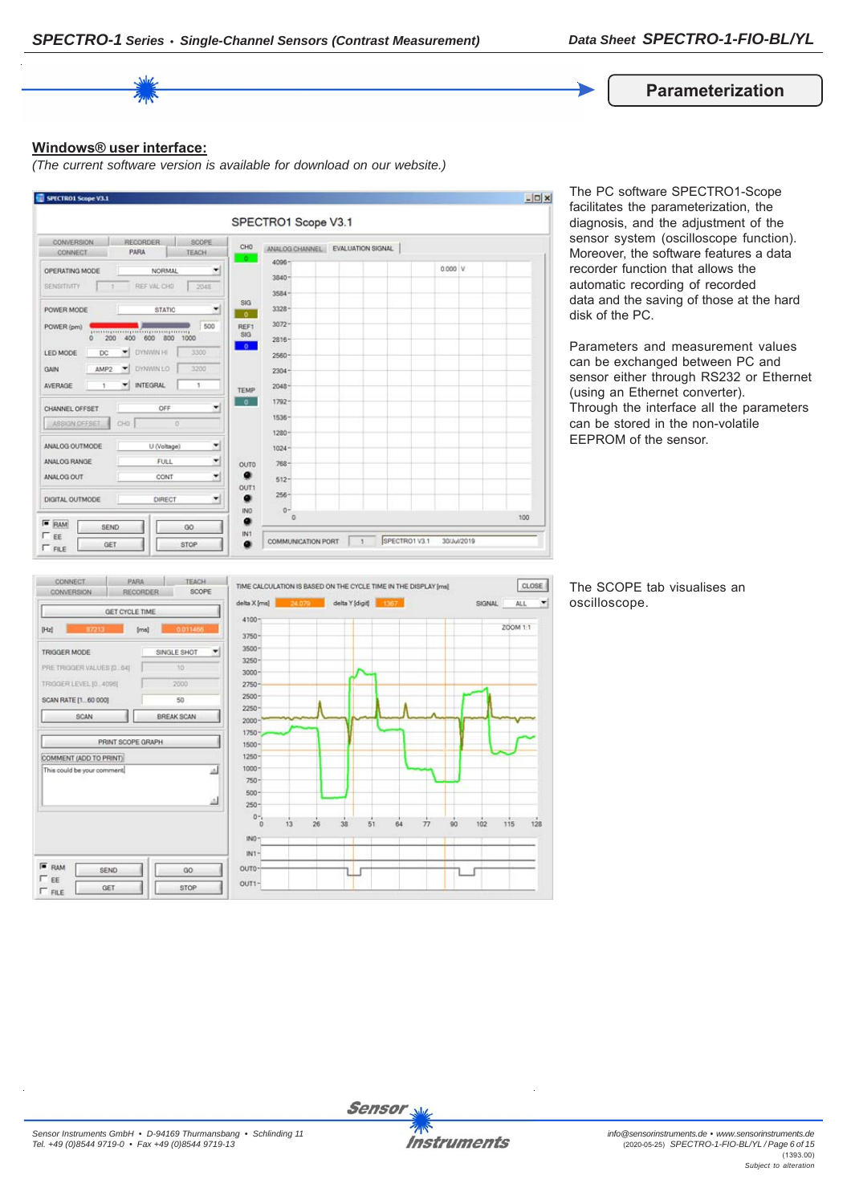## Parameterization

**Windows® user interface:**

*(The current software version is available for download on our website.)*

The PC software SPECTRO1-Scope facilitates the parameterization, the diagnosis, and the adjustment of the sensor system (oscilloscope function). Moreover, the software features a data recorder function that allows the automatic recording of recorded data and the saving of those at the hard disk of the PC.

Parameters and measurement values can be exchanged between PC and sensor either through RS232 or Ethernet (using an Ethernet converter). Through the interface all the parameters can be stored in the non-volatile EEPROM of the sensor.

The SCOPE tab visualises an oscilloscope.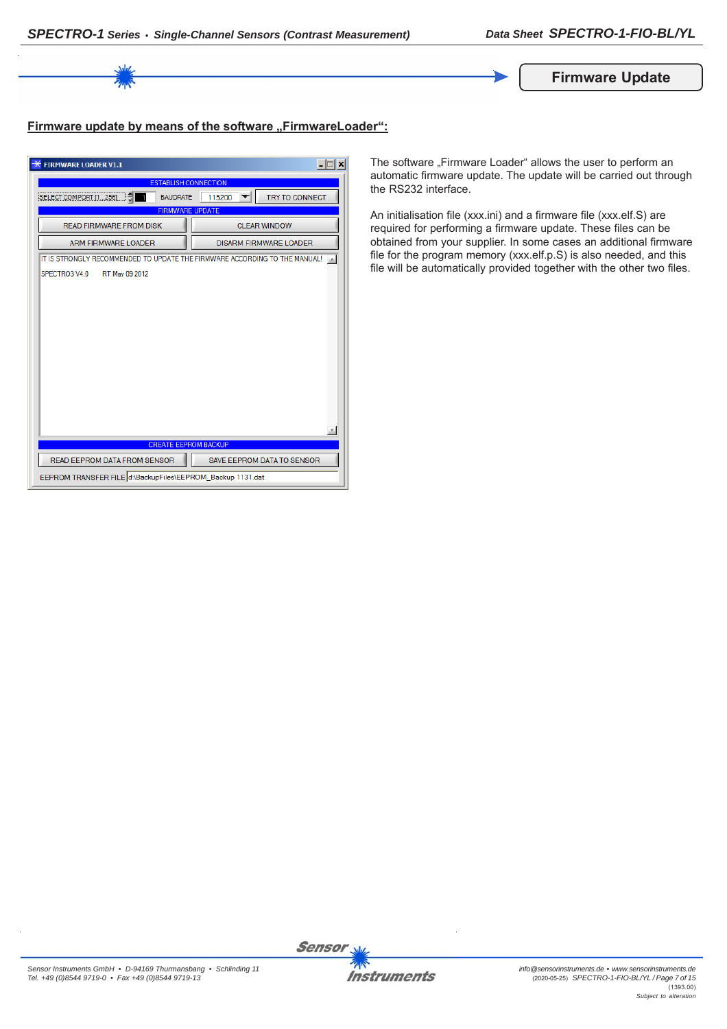## Firmware Update

**Firmware update by means of the software „FirmwareLoader“:**

The software „Firmware Loader“ allows the user to perform an automatic firmware update. The update will be carried out through the RS232 interface.

An initialisation file (xxx.ini) and a firmware file (xxx.elf.S) are required for performing a firmware update. These files can be obtained from your supplier. In some cases an additional firmware file for the program memory (xxx.elf.p.S) is also needed, and this file will be automatically provided together with the other two files.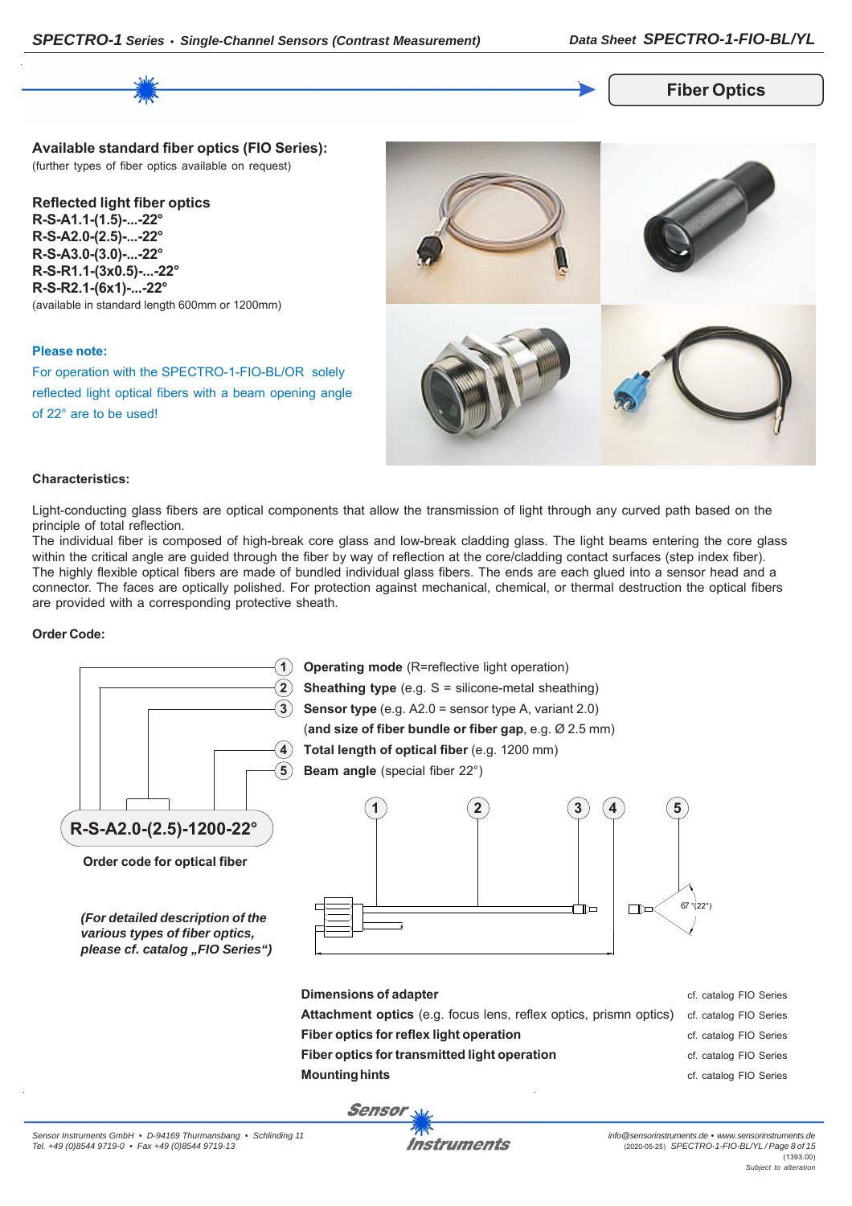## Fiber Optics

### Available standard fiber optics (FIO Series):

(further types of fiber optics available on request)

**Reflected light fiber optics**

**R-S-A1.1-(1.5)-...-22°**
**R-S-A2.0-(2.5)-...-22°**
**R-S-A3.0-(3.0)-...-22°**
**R-S-R1.1-(3x0.5)-...-22°**
**R-S-R2.1-(6x1)-...-22°**

(available in standard length 600mm or 1200mm)

**Please note:**

For operation with the SPECTRO-1-FIO-BL/OR solely reflected light optical fibers with a beam opening angle of 22° are to be used!

### Characteristics:

Light-conducting glass fibers are optical components that allow the transmission of light through any curved path based on the principle of total reflection.
The individual fiber is composed of high-break core glass and low-break cladding glass. The light beams entering the core glass within the critical angle are guided through the fiber by way of reflection at the core/cladding contact surfaces (step index fiber).
The highly flexible optical fibers are made of bundled individual glass fibers. The ends are each glued into a sensor head and a connector. The faces are optically polished. For protection against mechanical, chemical, or thermal destruction the optical fibers are provided with a corresponding protective sheath.

### Order Code:

1. **Operating mode** (R=reflective light operation)
2. **Sheathing type** (e.g. S = silicone-metal sheathing)
3. **Sensor type** (e.g. A2.0 = sensor type A, variant 2.0) (**and size of fiber bundle or fiber gap**, e.g. Ø 2.5 mm)
4. **Total length of optical fiber** (e.g. 1200 mm)
5. **Beam angle** (special fiber 22°)

**R-S-A2.0-(2.5)-1200-22°**

**Order code for optical fiber**

*(For detailed description of the various types of fiber optics, please cf. catalog „FIO Series")*

67 °(22°)

| | |
|---|---|
| **Dimensions of adapter** | cf. catalog FIO Series |
| **Attachment optics** (e.g. focus lens, reflex optics, prismn optics) | cf. catalog FIO Series |
| **Fiber optics for reflex light operation** | cf. catalog FIO Series |
| **Fiber optics for transmitted light operation** | cf. catalog FIO Series |
| **Mounting hints** | cf. catalog FIO Series |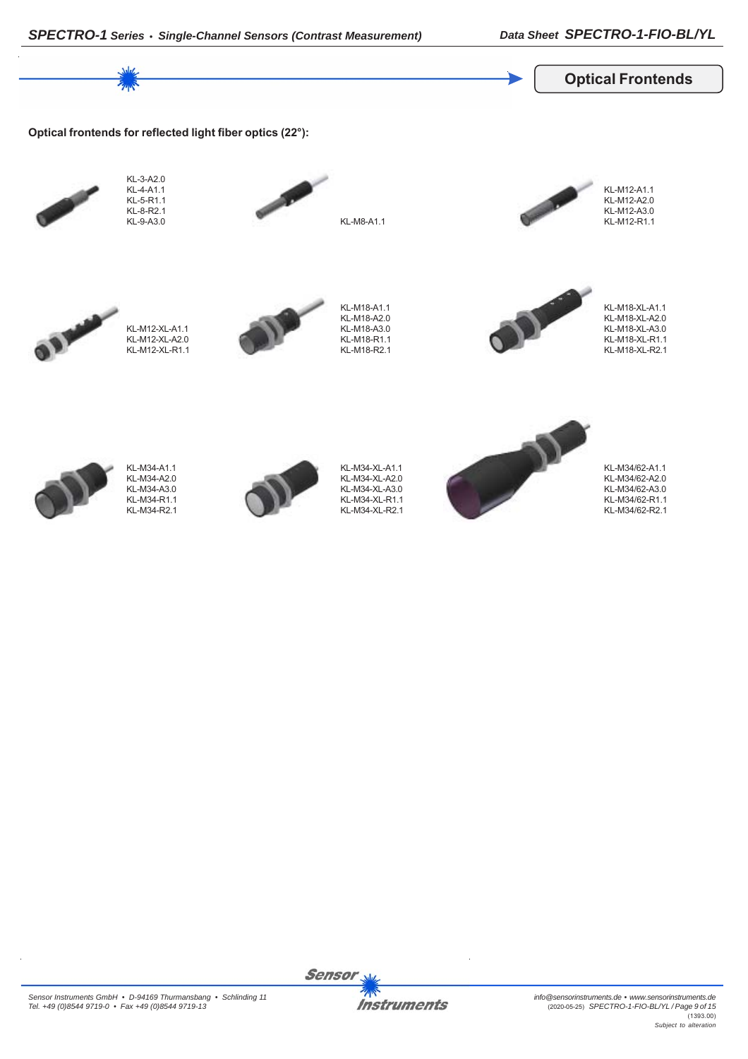## Optical Frontends

**Optical frontends for reflected light fiber optics (22°):**

KL-3-A2.0
KL-4-A1.1
KL-5-R1.1
KL-8-R2.1
KL-9-A3.0

KL-M8-A1.1

KL-M12-A1.1
KL-M12-A2.0
KL-M12-A3.0
KL-M12-R1.1

KL-M12-XL-A1.1
KL-M12-XL-A2.0
KL-M12-XL-R1.1

KL-M18-A1.1
KL-M18-A2.0
KL-M18-A3.0
KL-M18-R1.1
KL-M18-R2.1

KL-M18-XL-A1.1
KL-M18-XL-A2.0
KL-M18-XL-A3.0
KL-M18-XL-R1.1
KL-M18-XL-R2.1

KL-M34-A1.1
KL-M34-A2.0
KL-M34-A3.0
KL-M34-R1.1
KL-M34-R2.1

KL-M34-XL-A1.1
KL-M34-XL-A2.0
KL-M34-XL-A3.0
KL-M34-XL-R1.1
KL-M34-XL-R2.1

KL-M34/62-A1.1
KL-M34/62-A2.0
KL-M34/62-A3.0
KL-M34/62-R1.1
KL-M34/62-R2.1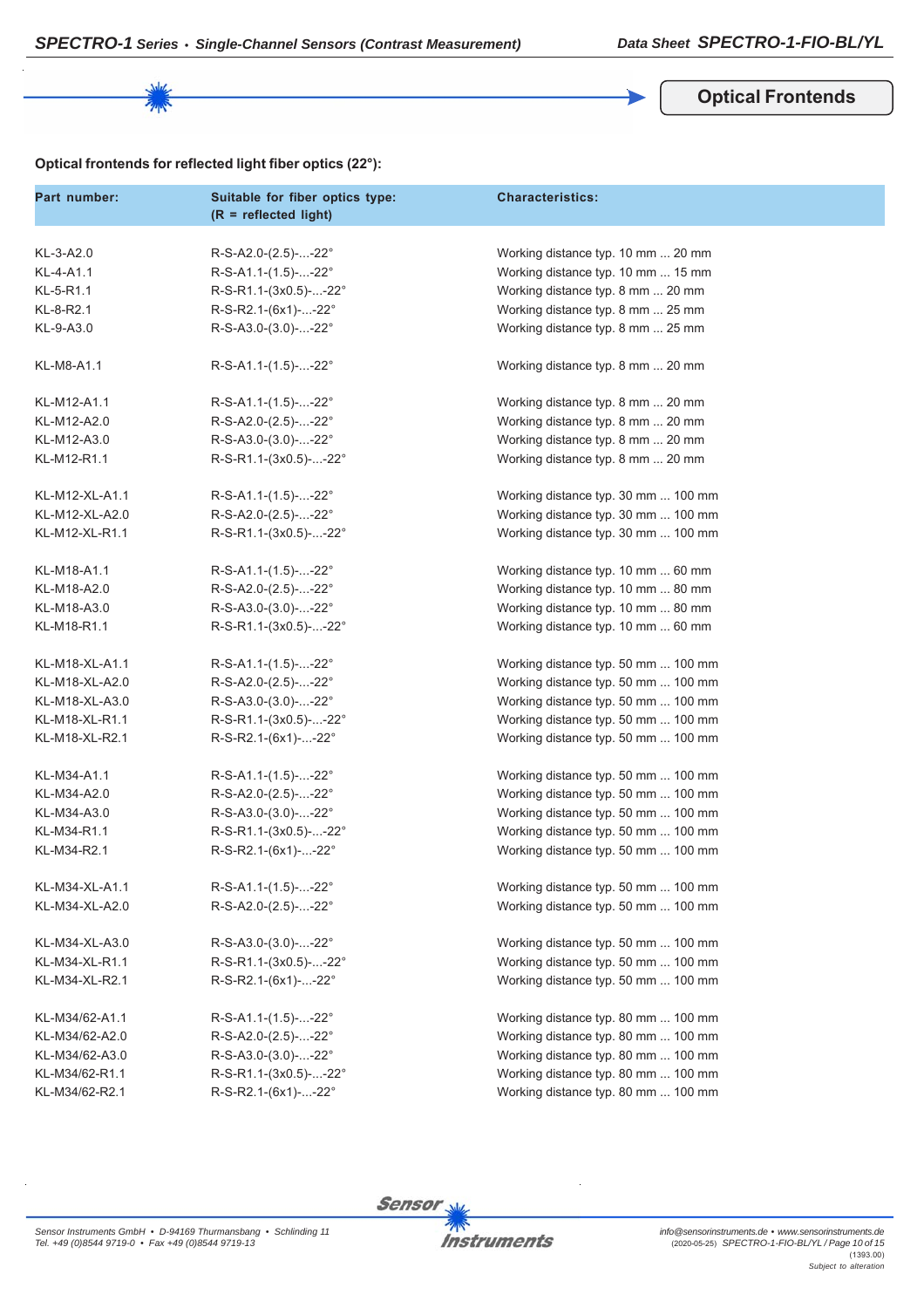## Optical Frontends

**Optical frontends for reflected light fiber optics (22°):**

| Part number: | Suitable for fiber optics type: (R = reflected light) | Characteristics: |
|---|---|---|
| KL-3-A2.0 | R-S-A2.0-(2.5)-...-22° | Working distance typ. 10 mm ... 20 mm |
| KL-4-A1.1 | R-S-A1.1-(1.5)-...-22° | Working distance typ. 10 mm ... 15 mm |
| KL-5-R1.1 | R-S-R1.1-(3x0.5)-...-22° | Working distance typ. 8 mm ... 20 mm |
| KL-8-R2.1 | R-S-R2.1-(6x1)-...-22° | Working distance typ. 8 mm ... 25 mm |
| KL-9-A3.0 | R-S-A3.0-(3.0)-...-22° | Working distance typ. 8 mm ... 25 mm |
| KL-M8-A1.1 | R-S-A1.1-(1.5)-...-22° | Working distance typ. 8 mm ... 20 mm |
| KL-M12-A1.1 | R-S-A1.1-(1.5)-...-22° | Working distance typ. 8 mm ... 20 mm |
| KL-M12-A2.0 | R-S-A2.0-(2.5)-...-22° | Working distance typ. 8 mm ... 20 mm |
| KL-M12-A3.0 | R-S-A3.0-(3.0)-...-22° | Working distance typ. 8 mm ... 20 mm |
| KL-M12-R1.1 | R-S-R1.1-(3x0.5)-...-22° | Working distance typ. 8 mm ... 20 mm |
| KL-M12-XL-A1.1 | R-S-A1.1-(1.5)-...-22° | Working distance typ. 30 mm ... 100 mm |
| KL-M12-XL-A2.0 | R-S-A2.0-(2.5)-...-22° | Working distance typ. 30 mm ... 100 mm |
| KL-M12-XL-R1.1 | R-S-R1.1-(3x0.5)-...-22° | Working distance typ. 30 mm ... 100 mm |
| KL-M18-A1.1 | R-S-A1.1-(1.5)-...-22° | Working distance typ. 10 mm ... 60 mm |
| KL-M18-A2.0 | R-S-A2.0-(2.5)-...-22° | Working distance typ. 10 mm ... 80 mm |
| KL-M18-A3.0 | R-S-A3.0-(3.0)-...-22° | Working distance typ. 10 mm ... 80 mm |
| KL-M18-R1.1 | R-S-R1.1-(3x0.5)-...-22° | Working distance typ. 10 mm ... 60 mm |
| KL-M18-XL-A1.1 | R-S-A1.1-(1.5)-...-22° | Working distance typ. 50 mm ... 100 mm |
| KL-M18-XL-A2.0 | R-S-A2.0-(2.5)-...-22° | Working distance typ. 50 mm ... 100 mm |
| KL-M18-XL-A3.0 | R-S-A3.0-(3.0)-...-22° | Working distance typ. 50 mm ... 100 mm |
| KL-M18-XL-R1.1 | R-S-R1.1-(3x0.5)-...-22° | Working distance typ. 50 mm ... 100 mm |
| KL-M18-XL-R2.1 | R-S-R2.1-(6x1)-...-22° | Working distance typ. 50 mm ... 100 mm |
| KL-M34-A1.1 | R-S-A1.1-(1.5)-...-22° | Working distance typ. 50 mm ... 100 mm |
| KL-M34-A2.0 | R-S-A2.0-(2.5)-...-22° | Working distance typ. 50 mm ... 100 mm |
| KL-M34-A3.0 | R-S-A3.0-(3.0)-...-22° | Working distance typ. 50 mm ... 100 mm |
| KL-M34-R1.1 | R-S-R1.1-(3x0.5)-...-22° | Working distance typ. 50 mm ... 100 mm |
| KL-M34-R2.1 | R-S-R2.1-(6x1)-...-22° | Working distance typ. 50 mm ... 100 mm |
| KL-M34-XL-A1.1 | R-S-A1.1-(1.5)-...-22° | Working distance typ. 50 mm ... 100 mm |
| KL-M34-XL-A2.0 | R-S-A2.0-(2.5)-...-22° | Working distance typ. 50 mm ... 100 mm |
| KL-M34-XL-A3.0 | R-S-A3.0-(3.0)-...-22° | Working distance typ. 50 mm ... 100 mm |
| KL-M34-XL-R1.1 | R-S-R1.1-(3x0.5)-...-22° | Working distance typ. 50 mm ... 100 mm |
| KL-M34-XL-R2.1 | R-S-R2.1-(6x1)-...-22° | Working distance typ. 50 mm ... 100 mm |
| KL-M34/62-A1.1 | R-S-A1.1-(1.5)-...-22° | Working distance typ. 80 mm ... 100 mm |
| KL-M34/62-A2.0 | R-S-A2.0-(2.5)-...-22° | Working distance typ. 80 mm ... 100 mm |
| KL-M34/62-A3.0 | R-S-A3.0-(3.0)-...-22° | Working distance typ. 80 mm ... 100 mm |
| KL-M34/62-R1.1 | R-S-R1.1-(3x0.5)-...-22° | Working distance typ. 80 mm ... 100 mm |
| KL-M34/62-R2.1 | R-S-R2.1-(6x1)-...-22° | Working distance typ. 80 mm ... 100 mm |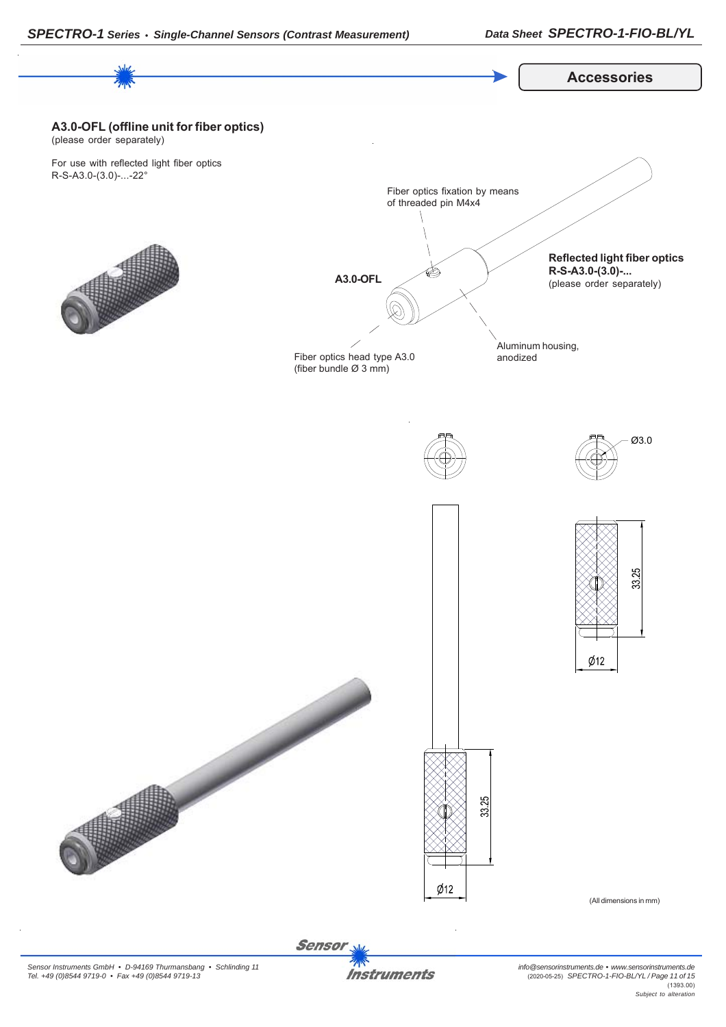## Accessories

### A3.0-OFL (offline unit for fiber optics)

(please order separately)

For use with reflected light fiber optics R-S-A3.0-(3.0)-...-22°

Fiber optics fixation by means of threaded pin M4x4

**A3.0-OFL**

**Reflected light fiber optics R-S-A3.0-(3.0)-...**
(please order separately)

Fiber optics head type A3.0
(fiber bundle Ø 3 mm)

Aluminum housing, anodized

Ø3.0

33.25

Ø12

33.25

Ø12

(All dimensions in mm)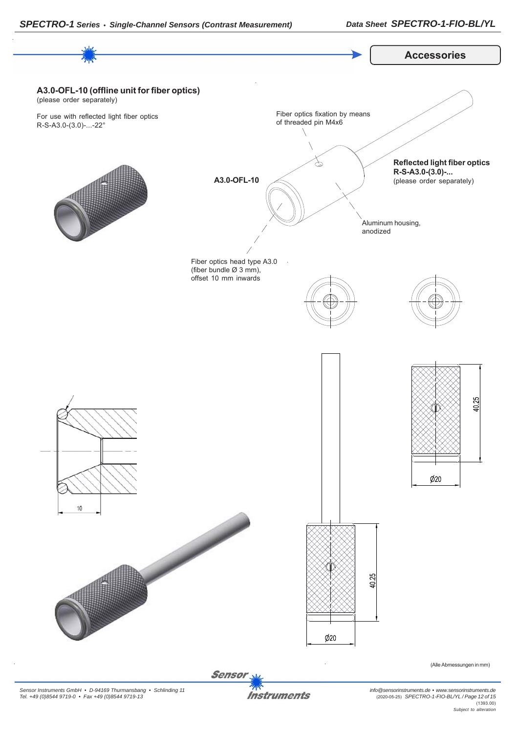## Accessories

### A3.0-OFL-10 (offline unit for fiber optics)

(please order separately)

For use with reflected light fiber optics R-S-A3.0-(3.0)-...-22°

**A3.0-OFL-10**

Fiber optics fixation by means of threaded pin M4x6

**Reflected light fiber optics R-S-A3.0-(3.0)-...**
(please order separately)

Aluminum housing, anodized

Fiber optics head type A3.0 (fiber bundle Ø 3 mm), offset 10 mm inwards

10

40.25

Ø20

40.25

Ø20

(Alle Abmessungen in mm)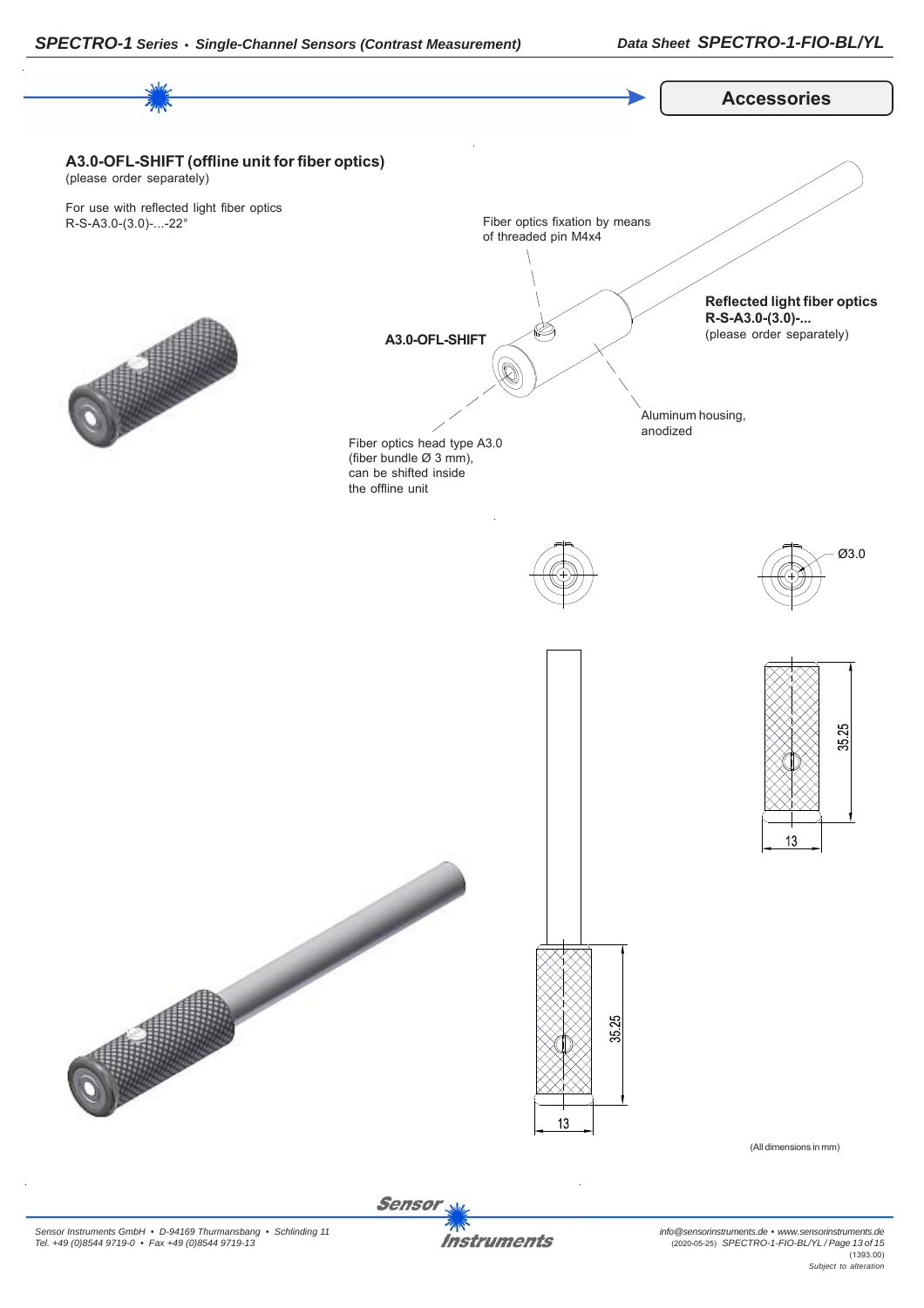## Accessories

### A3.0-OFL-SHIFT (offline unit for fiber optics)

(please order separately)

For use with reflected light fiber optics R-S-A3.0-(3.0)-...-22°

Fiber optics fixation by means of threaded pin M4x4

**A3.0-OFL-SHIFT**

**Reflected light fiber optics R-S-A3.0-(3.0)-...**
(please order separately)

Aluminum housing, anodized

Fiber optics head type A3.0 (fiber bundle Ø 3 mm), can be shifted inside the offline unit

Ø3.0

35.25

13

35.25

13

(All dimensions in mm)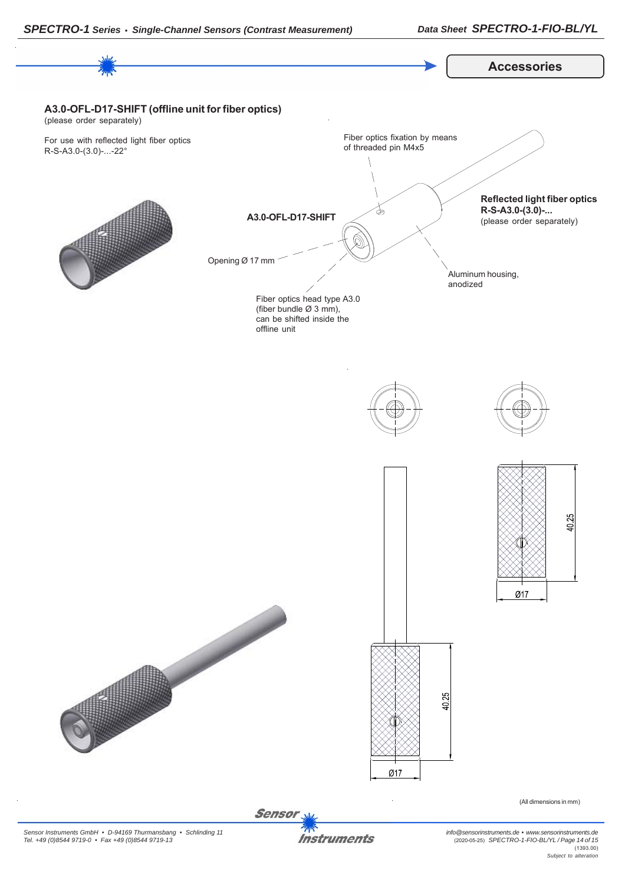## Accessories

### A3.0-OFL-D17-SHIFT (offline unit for fiber optics)

(please order separately)

For use with reflected light fiber optics R-S-A3.0-(3.0)-...-22°

**A3.0-OFL-D17-SHIFT**

Fiber optics fixation by means of threaded pin M4x5

**Reflected light fiber optics R-S-A3.0-(3.0)-...**
(please order separately)

Opening Ø 17 mm

Aluminum housing, anodized

Fiber optics head type A3.0 (fiber bundle Ø 3 mm), can be shifted inside the offline unit

40.25

Ø17

40.25

Ø17

(All dimensions in mm)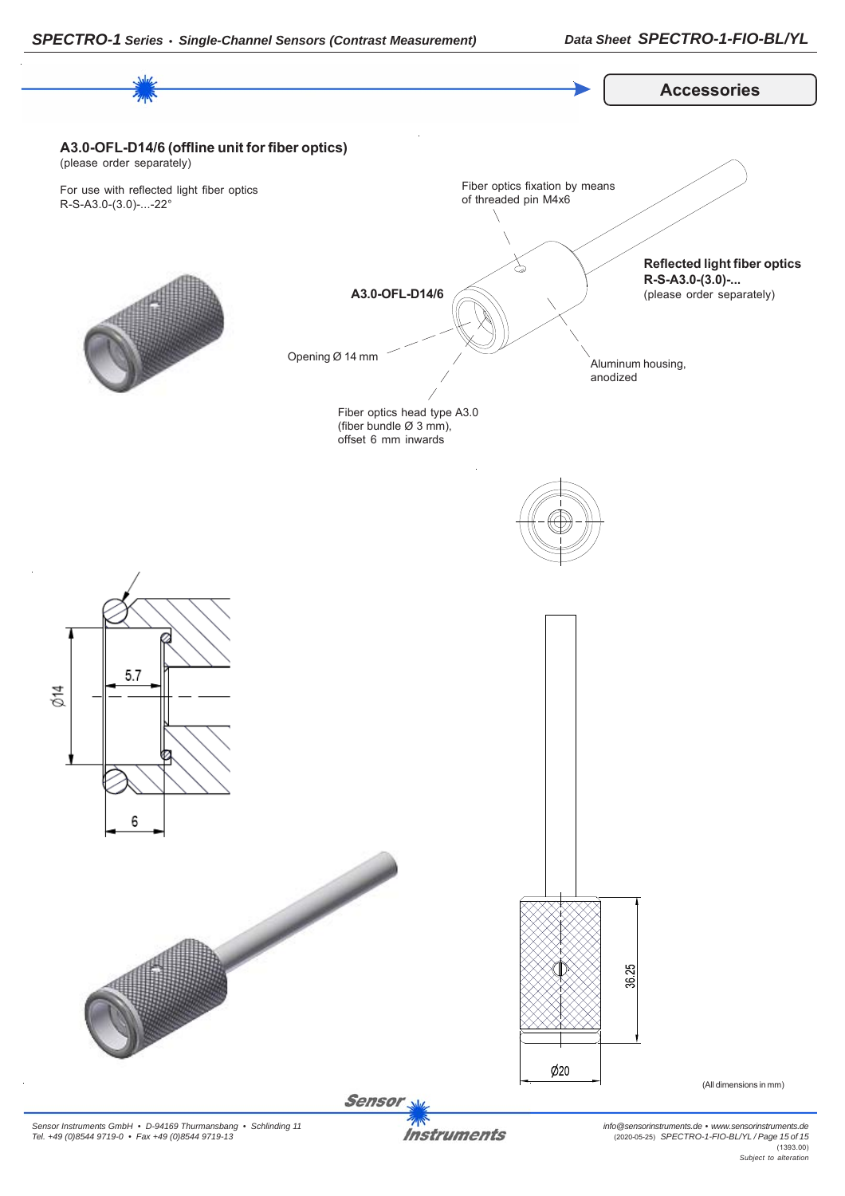## Accessories

### A3.0-OFL-D14/6 (offline unit for fiber optics)

(please order separately)

For use with reflected light fiber optics R-S-A3.0-(3.0)-...-22°

Fiber optics fixation by means of threaded pin M4x6

A3.0-OFL-D14/6

**Reflected light fiber optics R-S-A3.0-(3.0)-...**
(please order separately)

Opening Ø 14 mm

Aluminum housing, anodized

Fiber optics head type A3.0 (fiber bundle Ø 3 mm), offset 6 mm inwards

Ø14

5.7

6

36.25

Ø20

(All dimensions in mm)